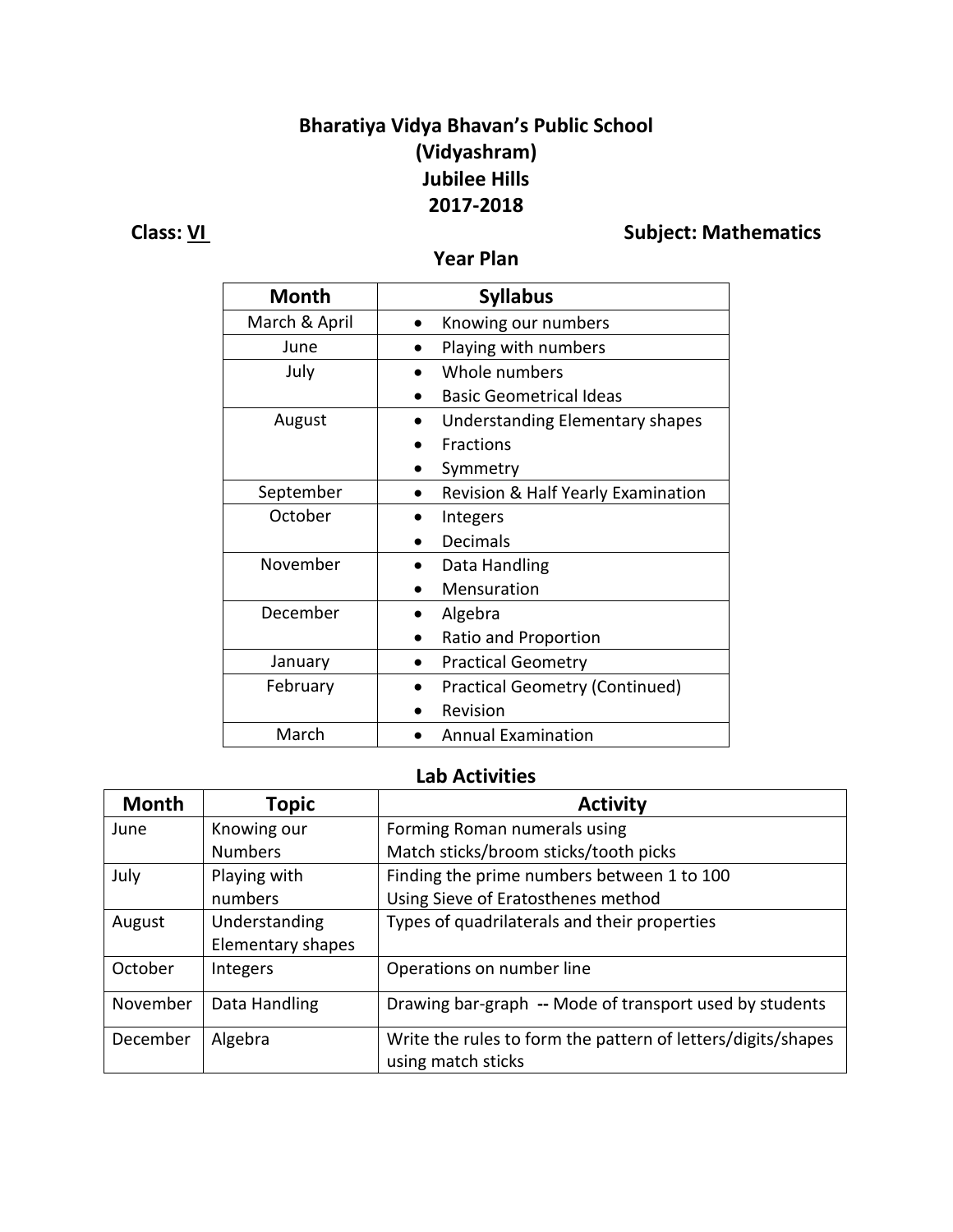# Bharatiya Vidya Bhavan's Public School
# (Vidyashram)
# Jubilee Hills
# 2017-2018

**Class: <u>VI</u>** **Subject: Mathematics**

## Year Plan

| Month | Syllabus |
|---|---|
| March & April | • Knowing our numbers |
| June | • Playing with numbers |
| July | • Whole numbers<br>• Basic Geometrical Ideas |
| August | • Understanding Elementary shapes<br>• Fractions<br>• Symmetry |
| September | • Revision & Half Yearly Examination |
| October | • Integers<br>• Decimals |
| November | • Data Handling<br>• Mensuration |
| December | • Algebra<br>• Ratio and Proportion |
| January | • Practical Geometry |
| February | • Practical Geometry (Continued)<br>• Revision |
| March | • Annual Examination |

## Lab Activities

| Month | Topic | Activity |
|---|---|---|
| June | Knowing our Numbers | Forming Roman numerals using Match sticks/broom sticks/tooth picks |
| July | Playing with numbers | Finding the prime numbers between 1 to 100 Using Sieve of Eratosthenes method |
| August | Understanding Elementary shapes | Types of quadrilaterals and their properties |
| October | Integers | Operations on number line |
| November | Data Handling | Drawing bar-graph **--** Mode of transport used by students |
| December | Algebra | Write the rules to form the pattern of letters/digits/shapes using match sticks |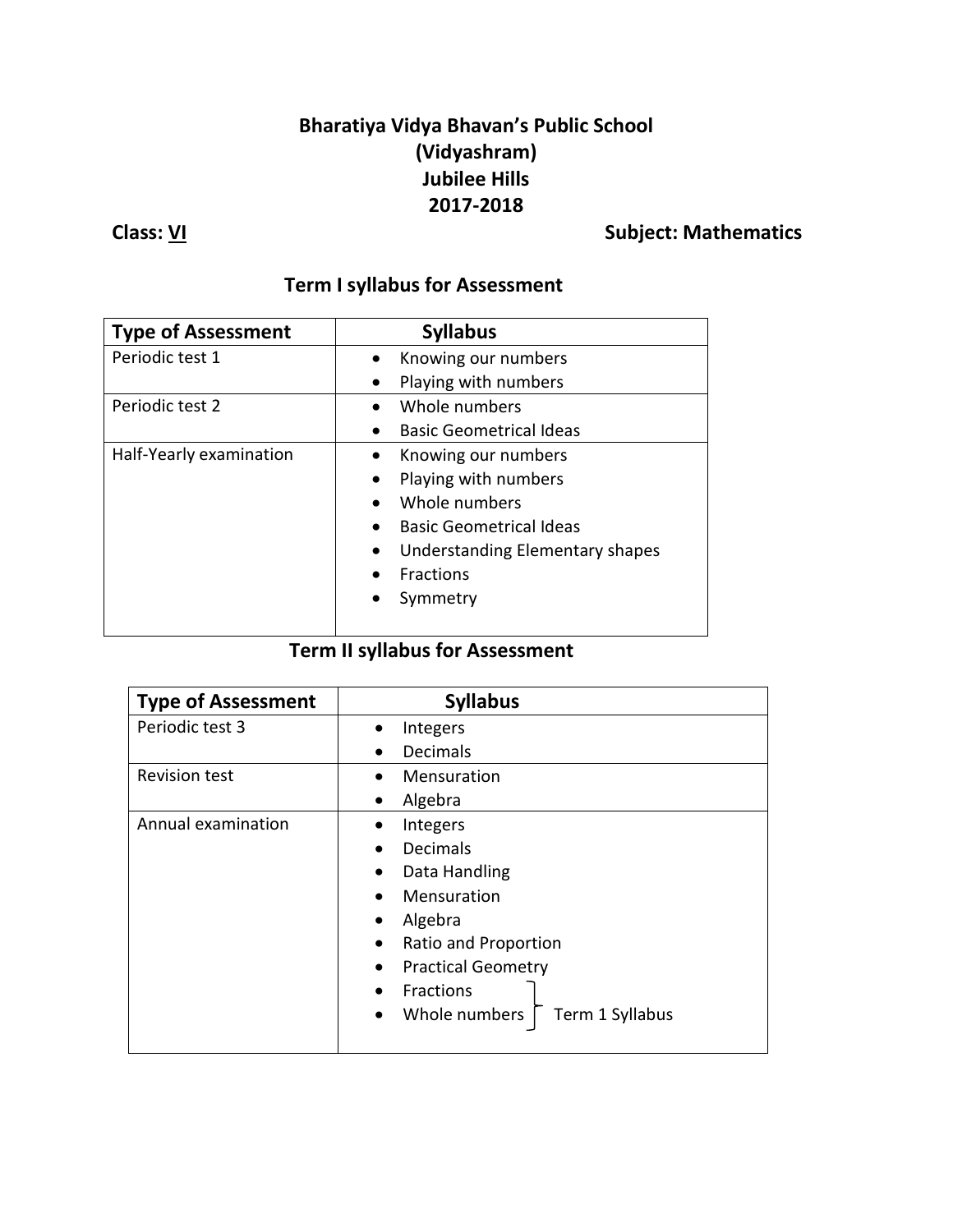# Bharatiya Vidya Bhavan's Public School
# (Vidyashram)
# Jubilee Hills
# 2017-2018

**Class: <u>VI</u>** **Subject: Mathematics**

## Term I syllabus for Assessment

| Type of Assessment | Syllabus |
|---|---|
| Periodic test 1 | • Knowing our numbers<br>• Playing with numbers |
| Periodic test 2 | • Whole numbers<br>• Basic Geometrical Ideas |
| Half-Yearly examination | • Knowing our numbers<br>• Playing with numbers<br>• Whole numbers<br>• Basic Geometrical Ideas<br>• Understanding Elementary shapes<br>• Fractions<br>• Symmetry |

## Term II syllabus for Assessment

| Type of Assessment | Syllabus |
|---|---|
| Periodic test 3 | • Integers<br>• Decimals |
| Revision test | • Mensuration<br>• Algebra |
| Annual examination | • Integers<br>• Decimals<br>• Data Handling<br>• Mensuration<br>• Algebra<br>• Ratio and Proportion<br>• Practical Geometry<br>• Fractions } Term 1 Syllabus<br>• Whole numbers } Term 1 Syllabus |